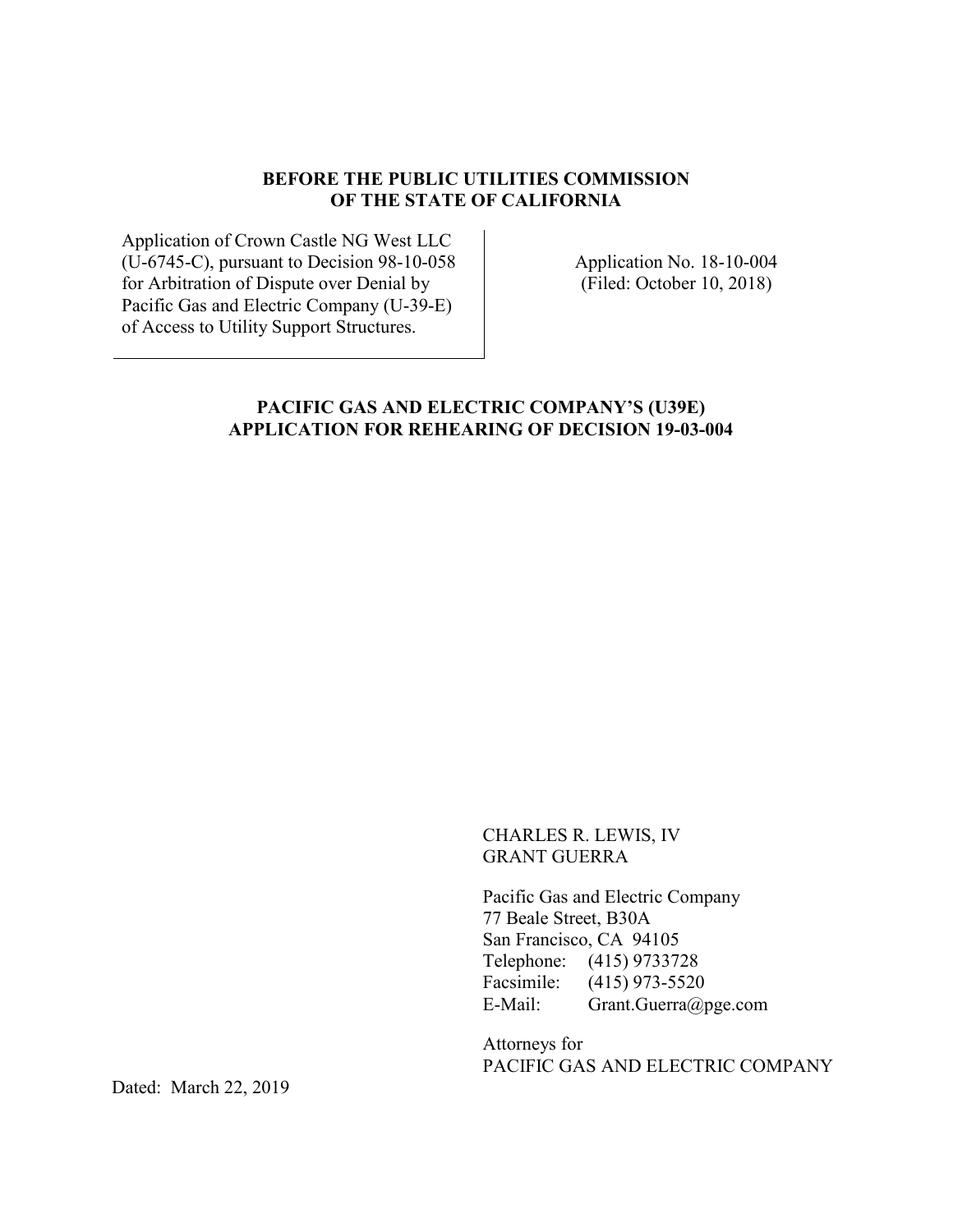**BEFORE THE PUBLIC UTILITIES COMMISSION**
**OF THE STATE OF CALIFORNIA**

| | |
|---|---|
| Application of Crown Castle NG West LLC (U-6745-C), pursuant to Decision 98-10-058 for Arbitration of Dispute over Denial by Pacific Gas and Electric Company (U-39-E) of Access to Utility Support Structures. | Application No. 18-10-004 (Filed: October 10, 2018) |

**PACIFIC GAS AND ELECTRIC COMPANY'S (U39E)**
**APPLICATION FOR REHEARING OF DECISION 19-03-004**

CHARLES R. LEWIS, IV
GRANT GUERRA

Pacific Gas and Electric Company
77 Beale Street, B30A
San Francisco, CA 94105
Telephone: (415) 9733728
Facsimile: (415) 973-5520
E-Mail: Grant.Guerra@pge.com

Attorneys for
PACIFIC GAS AND ELECTRIC COMPANY

Dated: March 22, 2019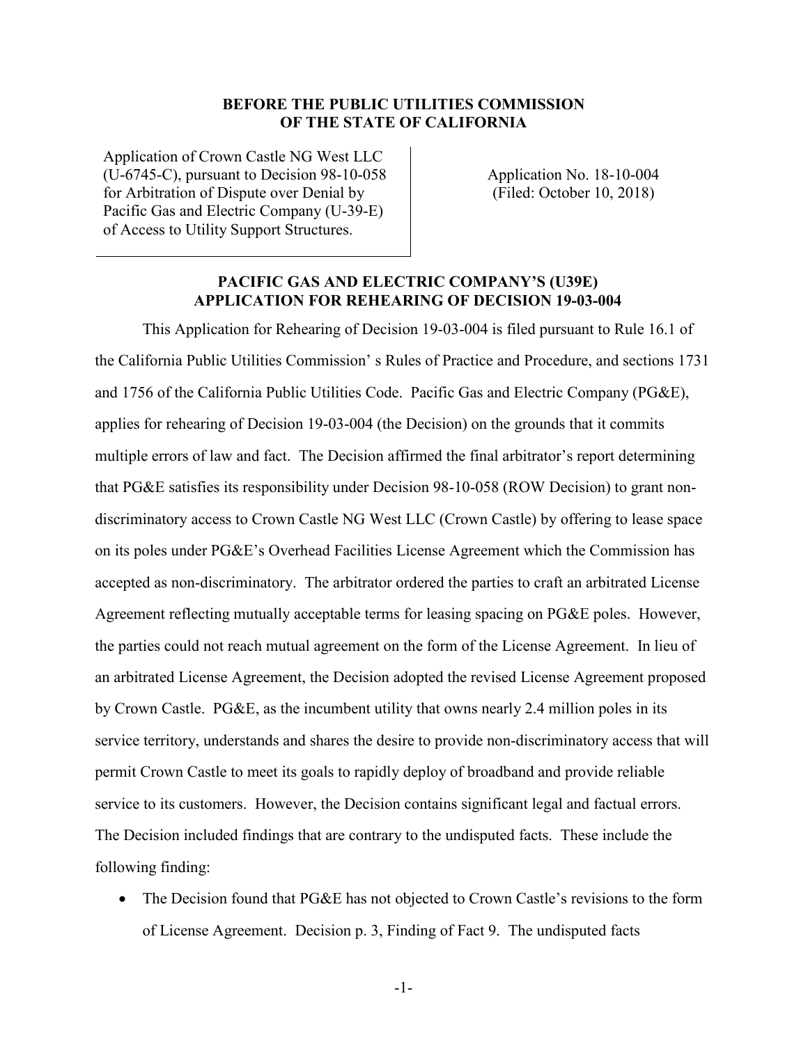**BEFORE THE PUBLIC UTILITIES COMMISSION OF THE STATE OF CALIFORNIA**

| | |
|---|---|
| Application of Crown Castle NG West LLC (U-6745-C), pursuant to Decision 98-10-058 for Arbitration of Dispute over Denial by Pacific Gas and Electric Company (U-39-E) of Access to Utility Support Structures. | Application No. 18-10-004 (Filed: October 10, 2018) |

**PACIFIC GAS AND ELECTRIC COMPANY'S (U39E) APPLICATION FOR REHEARING OF DECISION 19-03-004**

This Application for Rehearing of Decision 19-03-004 is filed pursuant to Rule 16.1 of the California Public Utilities Commission' s Rules of Practice and Procedure, and sections 1731 and 1756 of the California Public Utilities Code. Pacific Gas and Electric Company (PG&E), applies for rehearing of Decision 19-03-004 (the Decision) on the grounds that it commits multiple errors of law and fact. The Decision affirmed the final arbitrator's report determining that PG&E satisfies its responsibility under Decision 98-10-058 (ROW Decision) to grant non-discriminatory access to Crown Castle NG West LLC (Crown Castle) by offering to lease space on its poles under PG&E's Overhead Facilities License Agreement which the Commission has accepted as non-discriminatory. The arbitrator ordered the parties to craft an arbitrated License Agreement reflecting mutually acceptable terms for leasing spacing on PG&E poles. However, the parties could not reach mutual agreement on the form of the License Agreement. In lieu of an arbitrated License Agreement, the Decision adopted the revised License Agreement proposed by Crown Castle. PG&E, as the incumbent utility that owns nearly 2.4 million poles in its service territory, understands and shares the desire to provide non-discriminatory access that will permit Crown Castle to meet its goals to rapidly deploy of broadband and provide reliable service to its customers. However, the Decision contains significant legal and factual errors. The Decision included findings that are contrary to the undisputed facts. These include the following finding:

- The Decision found that PG&E has not objected to Crown Castle's revisions to the form of License Agreement. Decision p. 3, Finding of Fact 9. The undisputed facts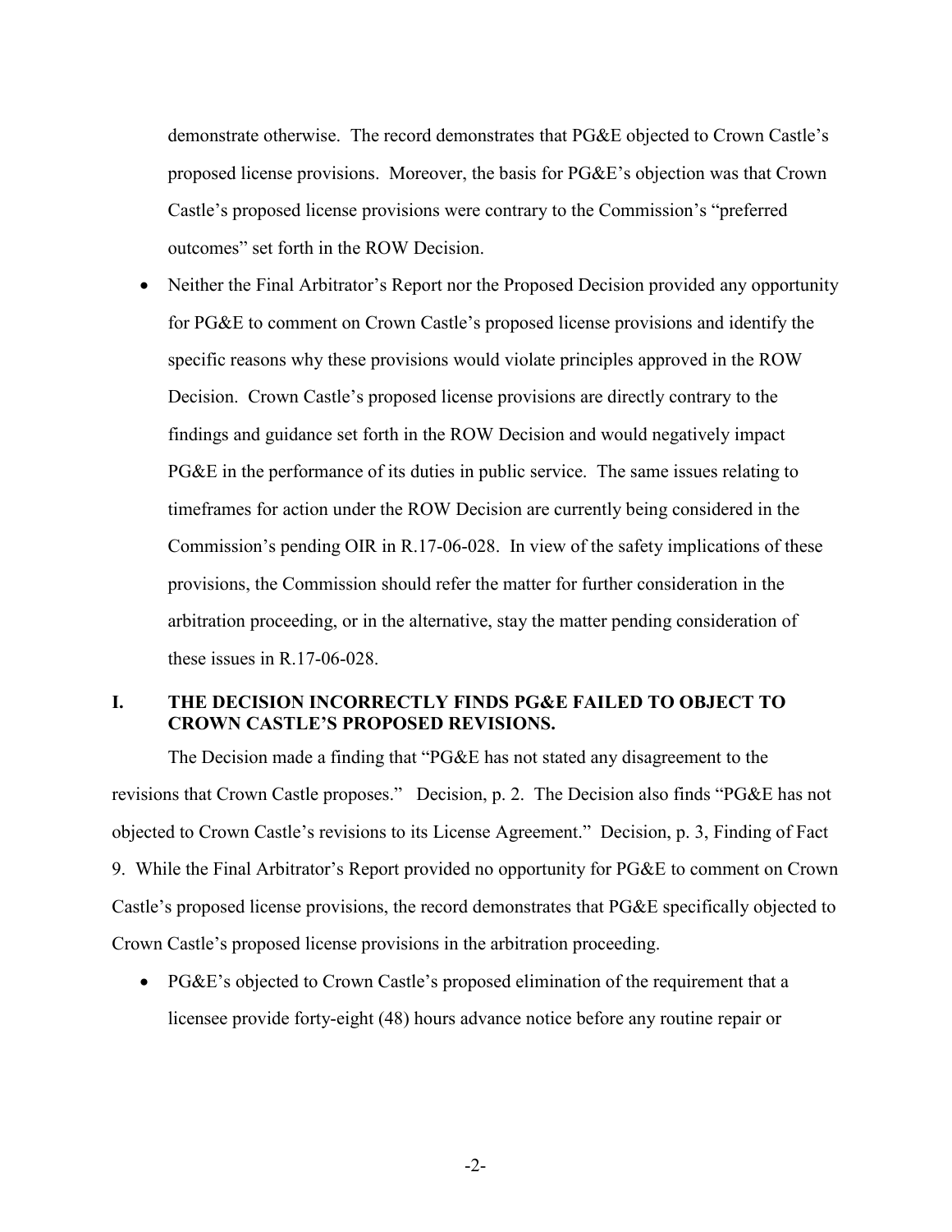demonstrate otherwise. The record demonstrates that PG&E objected to Crown Castle's proposed license provisions. Moreover, the basis for PG&E's objection was that Crown Castle's proposed license provisions were contrary to the Commission's "preferred outcomes" set forth in the ROW Decision.

- Neither the Final Arbitrator's Report nor the Proposed Decision provided any opportunity for PG&E to comment on Crown Castle's proposed license provisions and identify the specific reasons why these provisions would violate principles approved in the ROW Decision. Crown Castle's proposed license provisions are directly contrary to the findings and guidance set forth in the ROW Decision and would negatively impact PG&E in the performance of its duties in public service. The same issues relating to timeframes for action under the ROW Decision are currently being considered in the Commission's pending OIR in R.17-06-028. In view of the safety implications of these provisions, the Commission should refer the matter for further consideration in the arbitration proceeding, or in the alternative, stay the matter pending consideration of these issues in R.17-06-028.

## I. THE DECISION INCORRECTLY FINDS PG&E FAILED TO OBJECT TO CROWN CASTLE'S PROPOSED REVISIONS.

The Decision made a finding that "PG&E has not stated any disagreement to the revisions that Crown Castle proposes." Decision, p. 2. The Decision also finds "PG&E has not objected to Crown Castle's revisions to its License Agreement." Decision, p. 3, Finding of Fact 9. While the Final Arbitrator's Report provided no opportunity for PG&E to comment on Crown Castle's proposed license provisions, the record demonstrates that PG&E specifically objected to Crown Castle's proposed license provisions in the arbitration proceeding.

- PG&E's objected to Crown Castle's proposed elimination of the requirement that a licensee provide forty-eight (48) hours advance notice before any routine repair or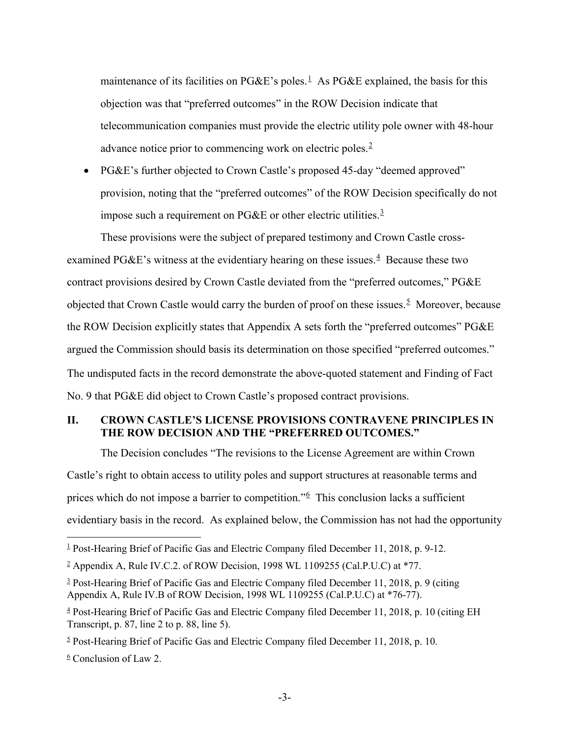maintenance of its facilities on PG&E's poles.[1] As PG&E explained, the basis for this objection was that "preferred outcomes" in the ROW Decision indicate that telecommunication companies must provide the electric utility pole owner with 48-hour advance notice prior to commencing work on electric poles.[2]

- PG&E's further objected to Crown Castle's proposed 45-day "deemed approved" provision, noting that the "preferred outcomes" of the ROW Decision specifically do not impose such a requirement on PG&E or other electric utilities.[3]

These provisions were the subject of prepared testimony and Crown Castle cross-examined PG&E's witness at the evidentiary hearing on these issues.[4] Because these two contract provisions desired by Crown Castle deviated from the "preferred outcomes," PG&E objected that Crown Castle would carry the burden of proof on these issues.[5] Moreover, because the ROW Decision explicitly states that Appendix A sets forth the "preferred outcomes" PG&E argued the Commission should basis its determination on those specified "preferred outcomes." The undisputed facts in the record demonstrate the above-quoted statement and Finding of Fact No. 9 that PG&E did object to Crown Castle's proposed contract provisions.

## II. CROWN CASTLE'S LICENSE PROVISIONS CONTRAVENE PRINCIPLES IN THE ROW DECISION AND THE "PREFERRED OUTCOMES."

The Decision concludes "The revisions to the License Agreement are within Crown Castle's right to obtain access to utility poles and support structures at reasonable terms and prices which do not impose a barrier to competition."[6] This conclusion lacks a sufficient evidentiary basis in the record. As explained below, the Commission has not had the opportunity

---

[1] Post-Hearing Brief of Pacific Gas and Electric Company filed December 11, 2018, p. 9-12.

[2] Appendix A, Rule IV.C.2. of ROW Decision, 1998 WL 1109255 (Cal.P.U.C) at *77.

[3] Post-Hearing Brief of Pacific Gas and Electric Company filed December 11, 2018, p. 9 (citing Appendix A, Rule IV.B of ROW Decision, 1998 WL 1109255 (Cal.P.U.C) at *76-77).

[4] Post-Hearing Brief of Pacific Gas and Electric Company filed December 11, 2018, p. 10 (citing EH Transcript, p. 87, line 2 to p. 88, line 5).

[5] Post-Hearing Brief of Pacific Gas and Electric Company filed December 11, 2018, p. 10.

[6] Conclusion of Law 2.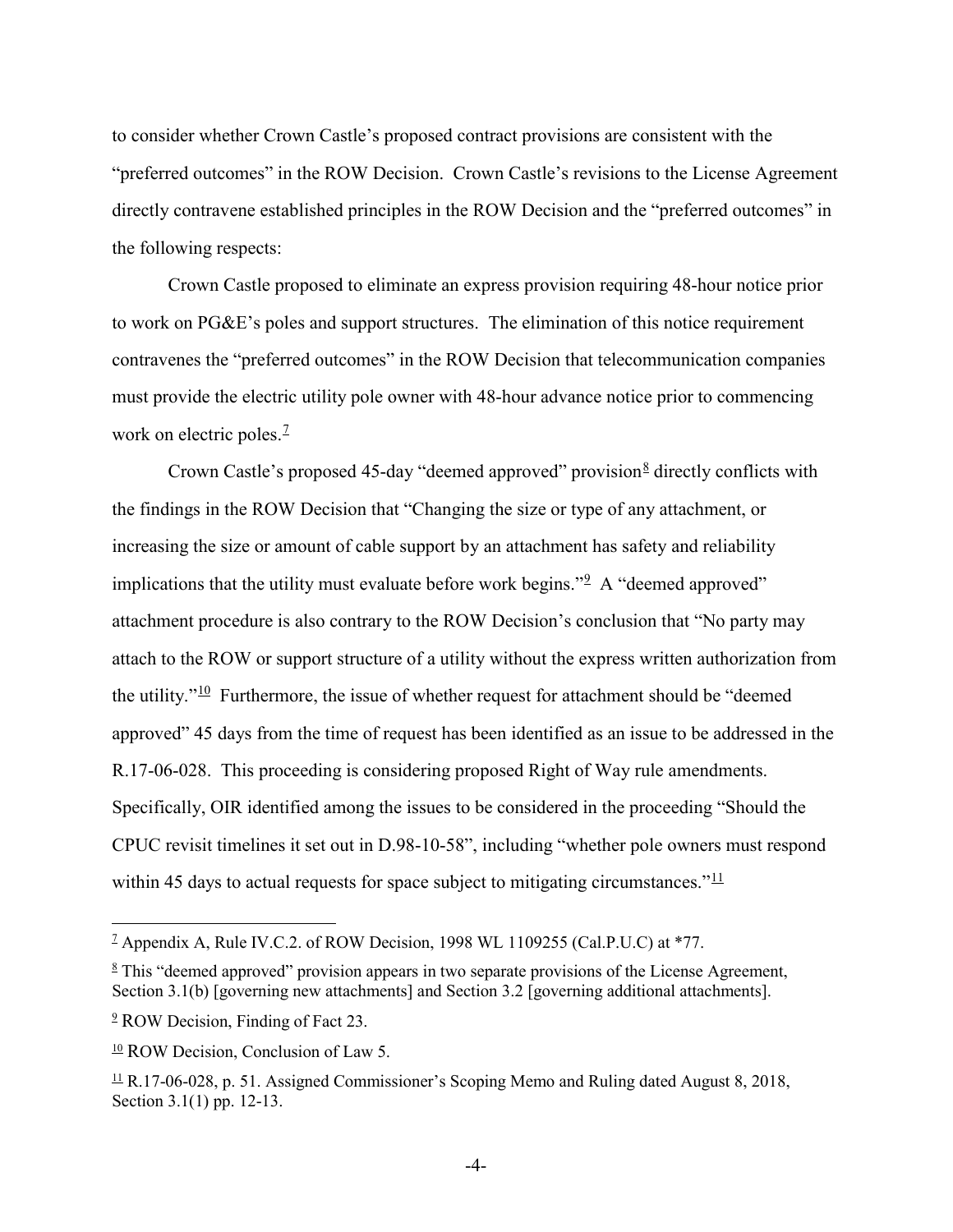to consider whether Crown Castle's proposed contract provisions are consistent with the "preferred outcomes" in the ROW Decision. Crown Castle's revisions to the License Agreement directly contravene established principles in the ROW Decision and the "preferred outcomes" in the following respects:

Crown Castle proposed to eliminate an express provision requiring 48-hour notice prior to work on PG&E's poles and support structures. The elimination of this notice requirement contravenes the "preferred outcomes" in the ROW Decision that telecommunication companies must provide the electric utility pole owner with 48-hour advance notice prior to commencing work on electric poles.[7]

Crown Castle's proposed 45-day "deemed approved" provision[8] directly conflicts with the findings in the ROW Decision that "Changing the size or type of any attachment, or increasing the size or amount of cable support by an attachment has safety and reliability implications that the utility must evaluate before work begins."[9] A "deemed approved" attachment procedure is also contrary to the ROW Decision's conclusion that "No party may attach to the ROW or support structure of a utility without the express written authorization from the utility."[10] Furthermore, the issue of whether request for attachment should be "deemed approved" 45 days from the time of request has been identified as an issue to be addressed in the R.17-06-028. This proceeding is considering proposed Right of Way rule amendments. Specifically, OIR identified among the issues to be considered in the proceeding "Should the CPUC revisit timelines it set out in D.98-10-58", including "whether pole owners must respond within 45 days to actual requests for space subject to mitigating circumstances."[11]

---

[7] Appendix A, Rule IV.C.2. of ROW Decision, 1998 WL 1109255 (Cal.P.U.C) at *77.

[8] This "deemed approved" provision appears in two separate provisions of the License Agreement, Section 3.1(b) [governing new attachments] and Section 3.2 [governing additional attachments].

[9] ROW Decision, Finding of Fact 23.

[10] ROW Decision, Conclusion of Law 5.

[11] R.17-06-028, p. 51. Assigned Commissioner's Scoping Memo and Ruling dated August 8, 2018, Section 3.1(1) pp. 12-13.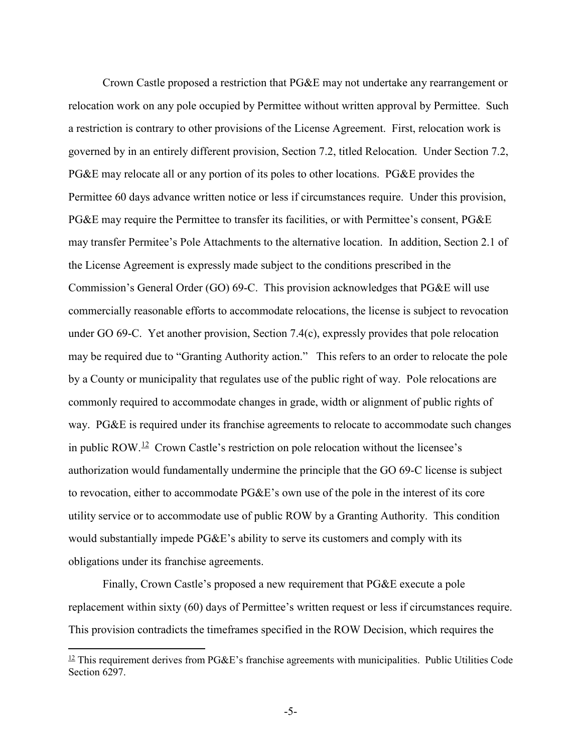Crown Castle proposed a restriction that PG&E may not undertake any rearrangement or relocation work on any pole occupied by Permittee without written approval by Permittee. Such a restriction is contrary to other provisions of the License Agreement. First, relocation work is governed by in an entirely different provision, Section 7.2, titled Relocation. Under Section 7.2, PG&E may relocate all or any portion of its poles to other locations. PG&E provides the Permittee 60 days advance written notice or less if circumstances require. Under this provision, PG&E may require the Permittee to transfer its facilities, or with Permittee's consent, PG&E may transfer Permitee's Pole Attachments to the alternative location. In addition, Section 2.1 of the License Agreement is expressly made subject to the conditions prescribed in the Commission's General Order (GO) 69-C. This provision acknowledges that PG&E will use commercially reasonable efforts to accommodate relocations, the license is subject to revocation under GO 69-C. Yet another provision, Section 7.4(c), expressly provides that pole relocation may be required due to "Granting Authority action." This refers to an order to relocate the pole by a County or municipality that regulates use of the public right of way. Pole relocations are commonly required to accommodate changes in grade, width or alignment of public rights of way. PG&E is required under its franchise agreements to relocate to accommodate such changes in public ROW.[12] Crown Castle's restriction on pole relocation without the licensee's authorization would fundamentally undermine the principle that the GO 69-C license is subject to revocation, either to accommodate PG&E's own use of the pole in the interest of its core utility service or to accommodate use of public ROW by a Granting Authority. This condition would substantially impede PG&E's ability to serve its customers and comply with its obligations under its franchise agreements.

Finally, Crown Castle's proposed a new requirement that PG&E execute a pole replacement within sixty (60) days of Permittee's written request or less if circumstances require. This provision contradicts the timeframes specified in the ROW Decision, which requires the

[12] This requirement derives from PG&E's franchise agreements with municipalities. Public Utilities Code Section 6297.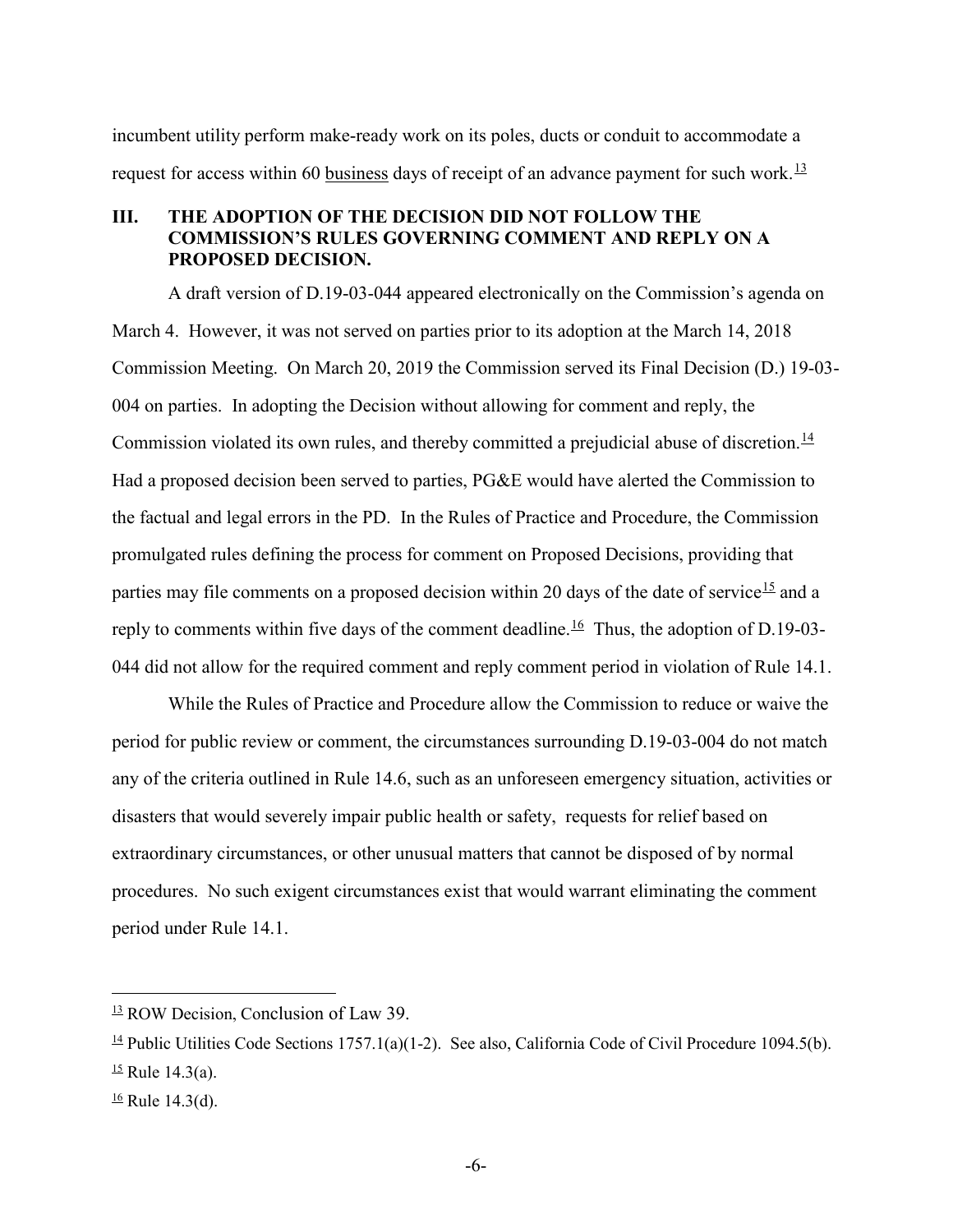incumbent utility perform make-ready work on its poles, ducts or conduit to accommodate a request for access within 60 business days of receipt of an advance payment for such work.[13]

## III. THE ADOPTION OF THE DECISION DID NOT FOLLOW THE COMMISSION'S RULES GOVERNING COMMENT AND REPLY ON A PROPOSED DECISION.

A draft version of D.19-03-044 appeared electronically on the Commission's agenda on March 4. However, it was not served on parties prior to its adoption at the March 14, 2018 Commission Meeting. On March 20, 2019 the Commission served its Final Decision (D.) 19-03-004 on parties. In adopting the Decision without allowing for comment and reply, the Commission violated its own rules, and thereby committed a prejudicial abuse of discretion.[14] Had a proposed decision been served to parties, PG&E would have alerted the Commission to the factual and legal errors in the PD. In the Rules of Practice and Procedure, the Commission promulgated rules defining the process for comment on Proposed Decisions, providing that parties may file comments on a proposed decision within 20 days of the date of service[15] and a reply to comments within five days of the comment deadline.[16] Thus, the adoption of D.19-03-044 did not allow for the required comment and reply comment period in violation of Rule 14.1.

While the Rules of Practice and Procedure allow the Commission to reduce or waive the period for public review or comment, the circumstances surrounding D.19-03-004 do not match any of the criteria outlined in Rule 14.6, such as an unforeseen emergency situation, activities or disasters that would severely impair public health or safety, requests for relief based on extraordinary circumstances, or other unusual matters that cannot be disposed of by normal procedures. No such exigent circumstances exist that would warrant eliminating the comment period under Rule 14.1.

---

[13] ROW Decision, Conclusion of Law 39.

[14] Public Utilities Code Sections 1757.1(a)(1-2). See also, California Code of Civil Procedure 1094.5(b).

[15] Rule 14.3(a).

[16] Rule 14.3(d).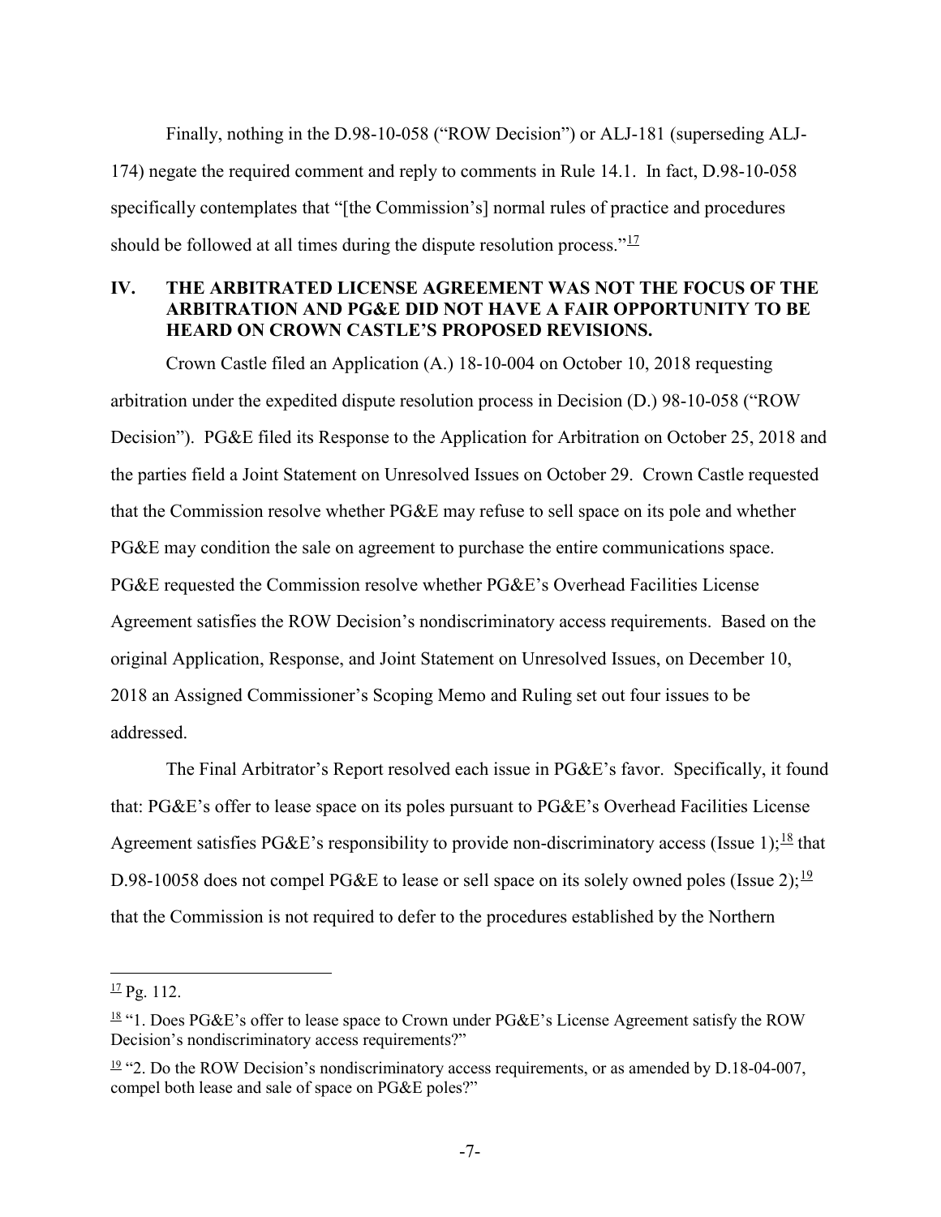Finally, nothing in the D.98-10-058 ("ROW Decision") or ALJ-181 (superseding ALJ-174) negate the required comment and reply to comments in Rule 14.1. In fact, D.98-10-058 specifically contemplates that "[the Commission's] normal rules of practice and procedures should be followed at all times during the dispute resolution process."[17]

## IV. THE ARBITRATED LICENSE AGREEMENT WAS NOT THE FOCUS OF THE ARBITRATION AND PG&E DID NOT HAVE A FAIR OPPORTUNITY TO BE HEARD ON CROWN CASTLE'S PROPOSED REVISIONS.

Crown Castle filed an Application (A.) 18-10-004 on October 10, 2018 requesting arbitration under the expedited dispute resolution process in Decision (D.) 98-10-058 ("ROW Decision"). PG&E filed its Response to the Application for Arbitration on October 25, 2018 and the parties field a Joint Statement on Unresolved Issues on October 29. Crown Castle requested that the Commission resolve whether PG&E may refuse to sell space on its pole and whether PG&E may condition the sale on agreement to purchase the entire communications space. PG&E requested the Commission resolve whether PG&E's Overhead Facilities License Agreement satisfies the ROW Decision's nondiscriminatory access requirements. Based on the original Application, Response, and Joint Statement on Unresolved Issues, on December 10, 2018 an Assigned Commissioner's Scoping Memo and Ruling set out four issues to be addressed.

The Final Arbitrator's Report resolved each issue in PG&E's favor. Specifically, it found that: PG&E's offer to lease space on its poles pursuant to PG&E's Overhead Facilities License Agreement satisfies PG&E's responsibility to provide non-discriminatory access (Issue 1);[18] that D.98-10058 does not compel PG&E to lease or sell space on its solely owned poles (Issue 2);[19] that the Commission is not required to defer to the procedures established by the Northern

---

[17] Pg. 112.

[18] "1. Does PG&E's offer to lease space to Crown under PG&E's License Agreement satisfy the ROW Decision's nondiscriminatory access requirements?"

[19] "2. Do the ROW Decision's nondiscriminatory access requirements, or as amended by D.18-04-007, compel both lease and sale of space on PG&E poles?"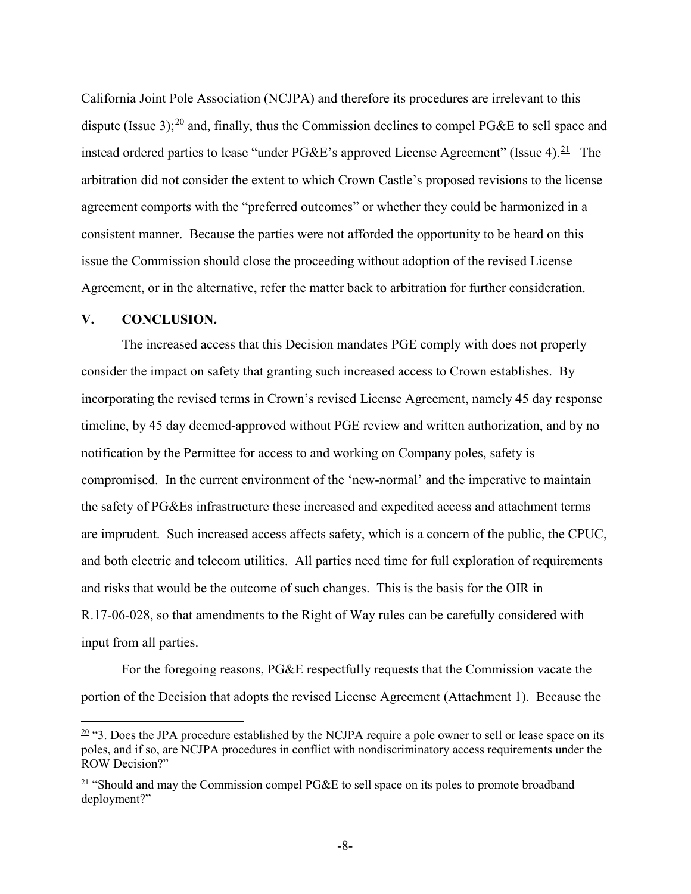California Joint Pole Association (NCJPA) and therefore its procedures are irrelevant to this dispute (Issue 3);[20] and, finally, thus the Commission declines to compel PG&E to sell space and instead ordered parties to lease "under PG&E's approved License Agreement" (Issue 4).[21] The arbitration did not consider the extent to which Crown Castle's proposed revisions to the license agreement comports with the "preferred outcomes" or whether they could be harmonized in a consistent manner. Because the parties were not afforded the opportunity to be heard on this issue the Commission should close the proceeding without adoption of the revised License Agreement, or in the alternative, refer the matter back to arbitration for further consideration.

## V. CONCLUSION.

The increased access that this Decision mandates PGE comply with does not properly consider the impact on safety that granting such increased access to Crown establishes. By incorporating the revised terms in Crown's revised License Agreement, namely 45 day response timeline, by 45 day deemed-approved without PGE review and written authorization, and by no notification by the Permittee for access to and working on Company poles, safety is compromised. In the current environment of the 'new-normal' and the imperative to maintain the safety of PG&Es infrastructure these increased and expedited access and attachment terms are imprudent. Such increased access affects safety, which is a concern of the public, the CPUC, and both electric and telecom utilities. All parties need time for full exploration of requirements and risks that would be the outcome of such changes. This is the basis for the OIR in R.17-06-028, so that amendments to the Right of Way rules can be carefully considered with input from all parties.

For the foregoing reasons, PG&E respectfully requests that the Commission vacate the portion of the Decision that adopts the revised License Agreement (Attachment 1). Because the

---

[20] "3. Does the JPA procedure established by the NCJPA require a pole owner to sell or lease space on its poles, and if so, are NCJPA procedures in conflict with nondiscriminatory access requirements under the ROW Decision?"

[21] "Should and may the Commission compel PG&E to sell space on its poles to promote broadband deployment?"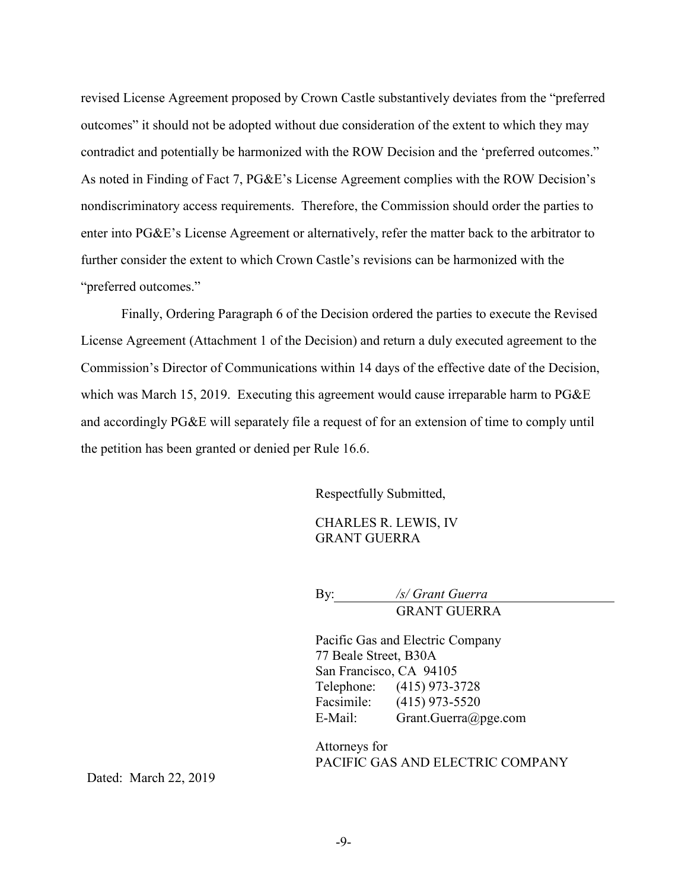revised License Agreement proposed by Crown Castle substantively deviates from the "preferred outcomes" it should not be adopted without due consideration of the extent to which they may contradict and potentially be harmonized with the ROW Decision and the 'preferred outcomes." As noted in Finding of Fact 7, PG&E's License Agreement complies with the ROW Decision's nondiscriminatory access requirements. Therefore, the Commission should order the parties to enter into PG&E's License Agreement or alternatively, refer the matter back to the arbitrator to further consider the extent to which Crown Castle's revisions can be harmonized with the "preferred outcomes."

Finally, Ordering Paragraph 6 of the Decision ordered the parties to execute the Revised License Agreement (Attachment 1 of the Decision) and return a duly executed agreement to the Commission's Director of Communications within 14 days of the effective date of the Decision, which was March 15, 2019. Executing this agreement would cause irreparable harm to PG&E and accordingly PG&E will separately file a request of for an extension of time to comply until the petition has been granted or denied per Rule 16.6.

Respectfully Submitted,

CHARLES R. LEWIS, IV
GRANT GUERRA

By: */s/ Grant Guerra*
GRANT GUERRA

Pacific Gas and Electric Company
77 Beale Street, B30A
San Francisco, CA 94105
Telephone: (415) 973-3728
Facsimile: (415) 973-5520
E-Mail: Grant.Guerra@pge.com

Attorneys for
PACIFIC GAS AND ELECTRIC COMPANY

Dated: March 22, 2019